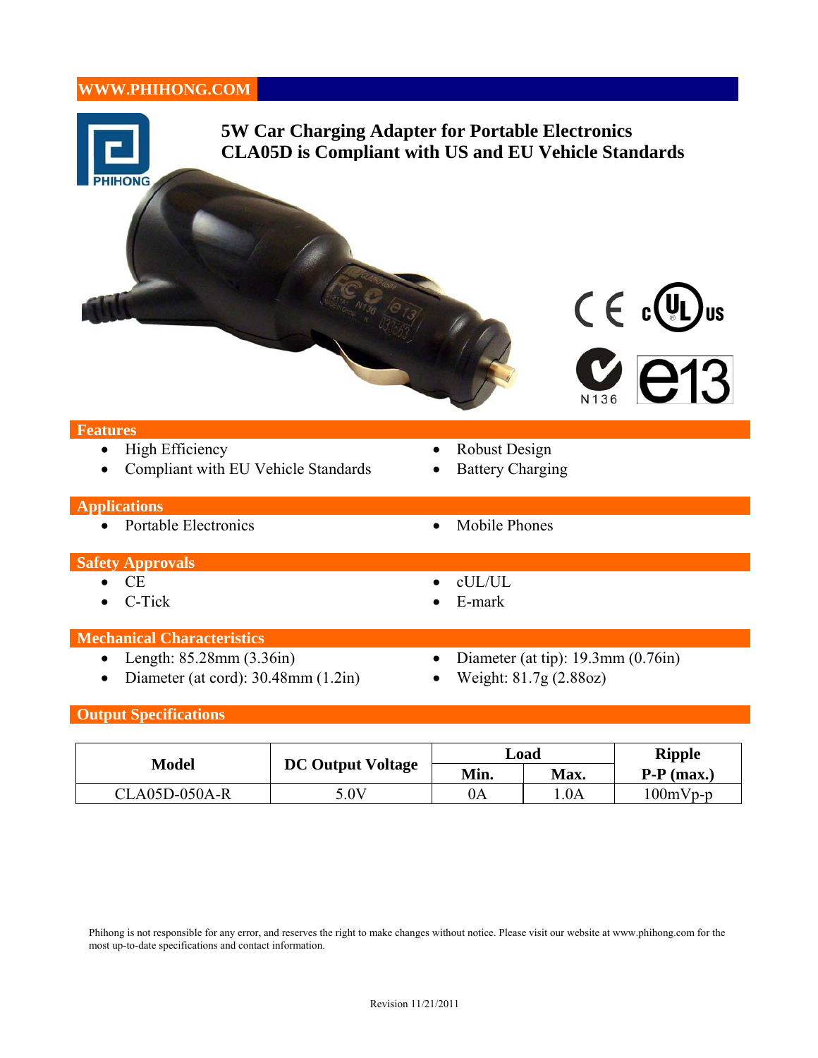WWW.PHIHONG.COM

# 5W Car Charging Adapter for Portable Electronics
# CLA05D is Compliant with US and EU Vehicle Standards

## Features

- High Efficiency
- Compliant with EU Vehicle Standards
- Robust Design
- Battery Charging

## Applications

- Portable Electronics
- Mobile Phones

## Safety Approvals

- CE
- C-Tick
- cUL/UL
- E-mark

## Mechanical Characteristics

- Length: 85.28mm (3.36in)
- Diameter (at cord): 30.48mm (1.2in)
- Diameter (at tip): 19.3mm (0.76in)
- Weight: 81.7g (2.88oz)

## Output Specifications

| Model | DC Output Voltage | Load | | Ripple |
|---|---|---|---|---|
| | | Min. | Max. | P-P (max.) |
| CLA05D-050A-R | 5.0V | 0A | 1.0A | 100mVp-p |

Phihong is not responsible for any error, and reserves the right to make changes without notice. Please visit our website at www.phihong.com for the most up-to-date specifications and contact information.

Revision 11/21/2011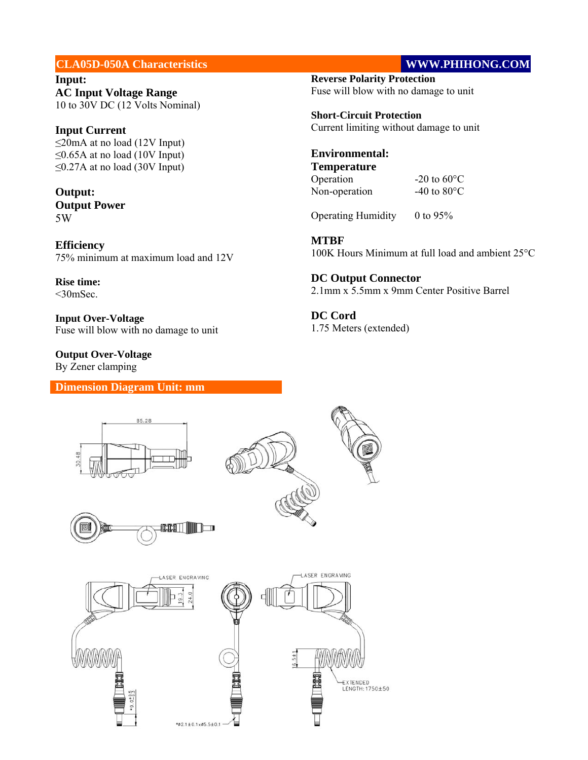## CLA05D-050A Characteristics

**WWW.PHIHONG.COM**

### Input:

**AC Input Voltage Range**
10 to 30V DC (12 Volts Nominal)

**Input Current**
≤20mA at no load (12V Input)
≤0.65A at no load (10V Input)
≤0.27A at no load (30V Input)

### Output:

**Output Power**
5W

**Efficiency**
75% minimum at maximum load and 12V

**Rise time:**
<30mSec.

**Input Over-Voltage**
Fuse will blow with no damage to unit

**Output Over-Voltage**
By Zener clamping

**Reverse Polarity Protection**
Fuse will blow with no damage to unit

**Short-Circuit Protection**
Current limiting without damage to unit

### Environmental:

**Temperature**

| | |
|---|---|
| Operation | -20 to 60°C |
| Non-operation | -40 to 80°C |
| Operating Humidity | 0 to 95% |

**MTBF**
100K Hours Minimum at full load and ambient 25°C

**DC Output Connector**
2.1mm x 5.5mm x 9mm Center Positive Barrel

**DC Cord**
1.75 Meters (extended)

## Dimension Diagram Unit: mm

85.28
30.48
LASER ENGRAVING
19.3
24.0
LASER ENGRAVING
16.5±1
EXTENDED LENGTH: 1750±50
9.0
*ø2.1±0.1xø5.5±0.1